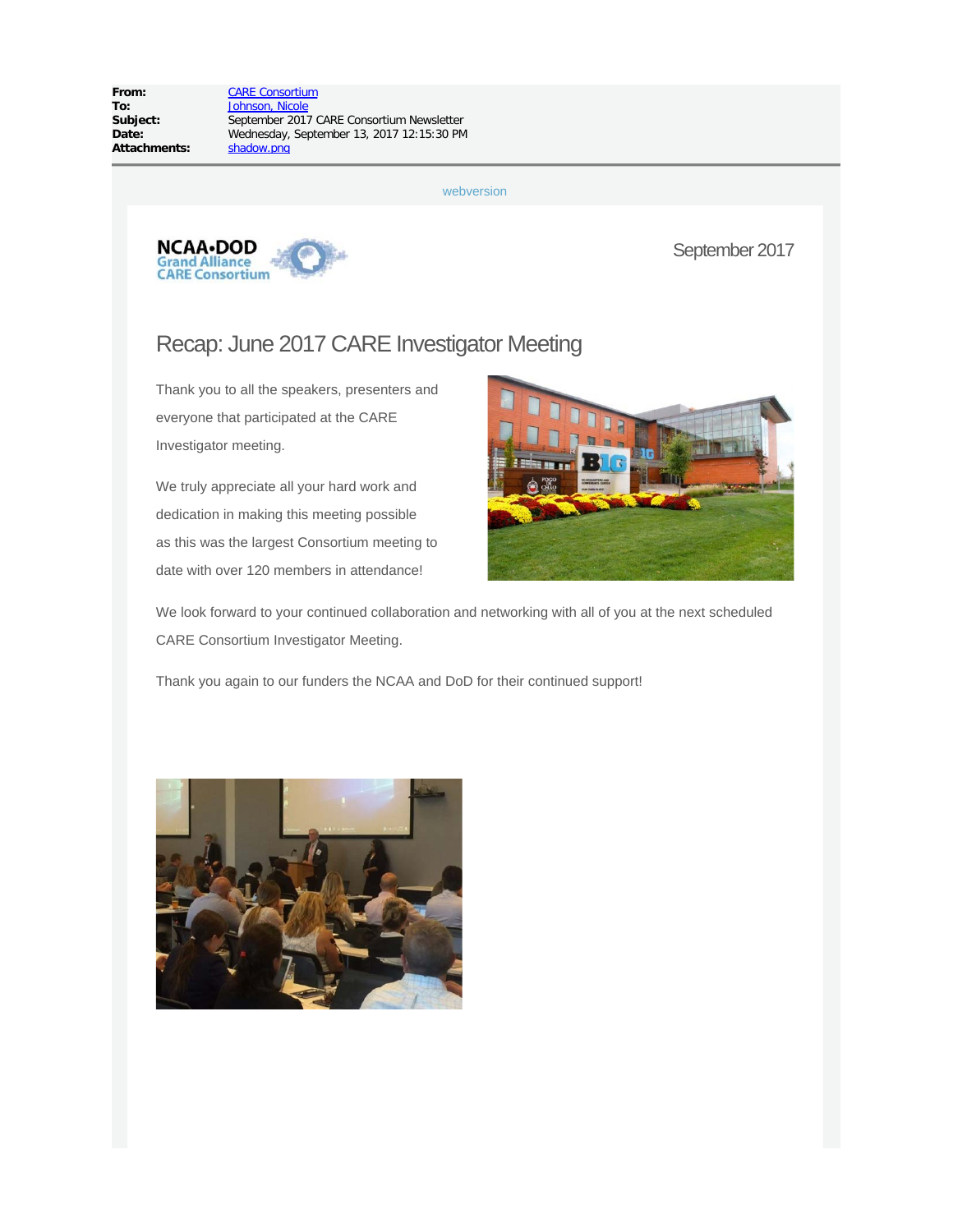**From:** CARE Consortium
**To:** Johnson, Nicole
**Subject:** September 2017 CARE Consortium Newsletter
**Date:** Wednesday, September 13, 2017 12:15:30 PM
**Attachments:** shadow.png

webversion

NCAA•DOD Grand Alliance CARE Consortium

September 2017

## Recap: June 2017 CARE Investigator Meeting

Thank you to all the speakers, presenters and everyone that participated at the CARE Investigator meeting.

We truly appreciate all your hard work and dedication in making this meeting possible as this was the largest Consortium meeting to date with over 120 members in attendance!

We look forward to your continued collaboration and networking with all of you at the next scheduled CARE Consortium Investigator Meeting.

Thank you again to our funders the NCAA and DoD for their continued support!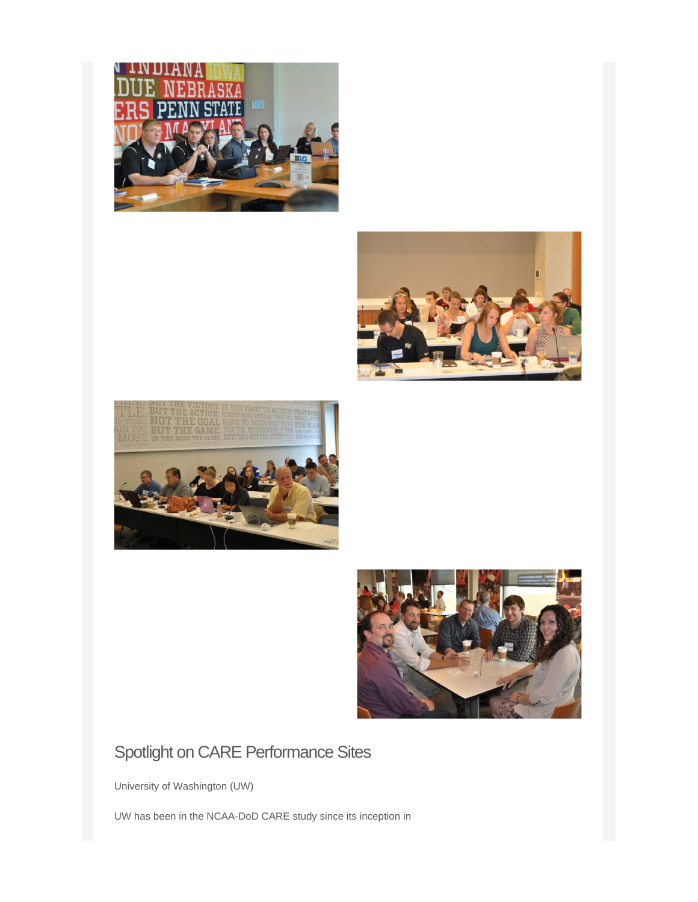## Spotlight on CARE Performance Sites

University of Washington (UW)

UW has been in the NCAA-DoD CARE study since its inception in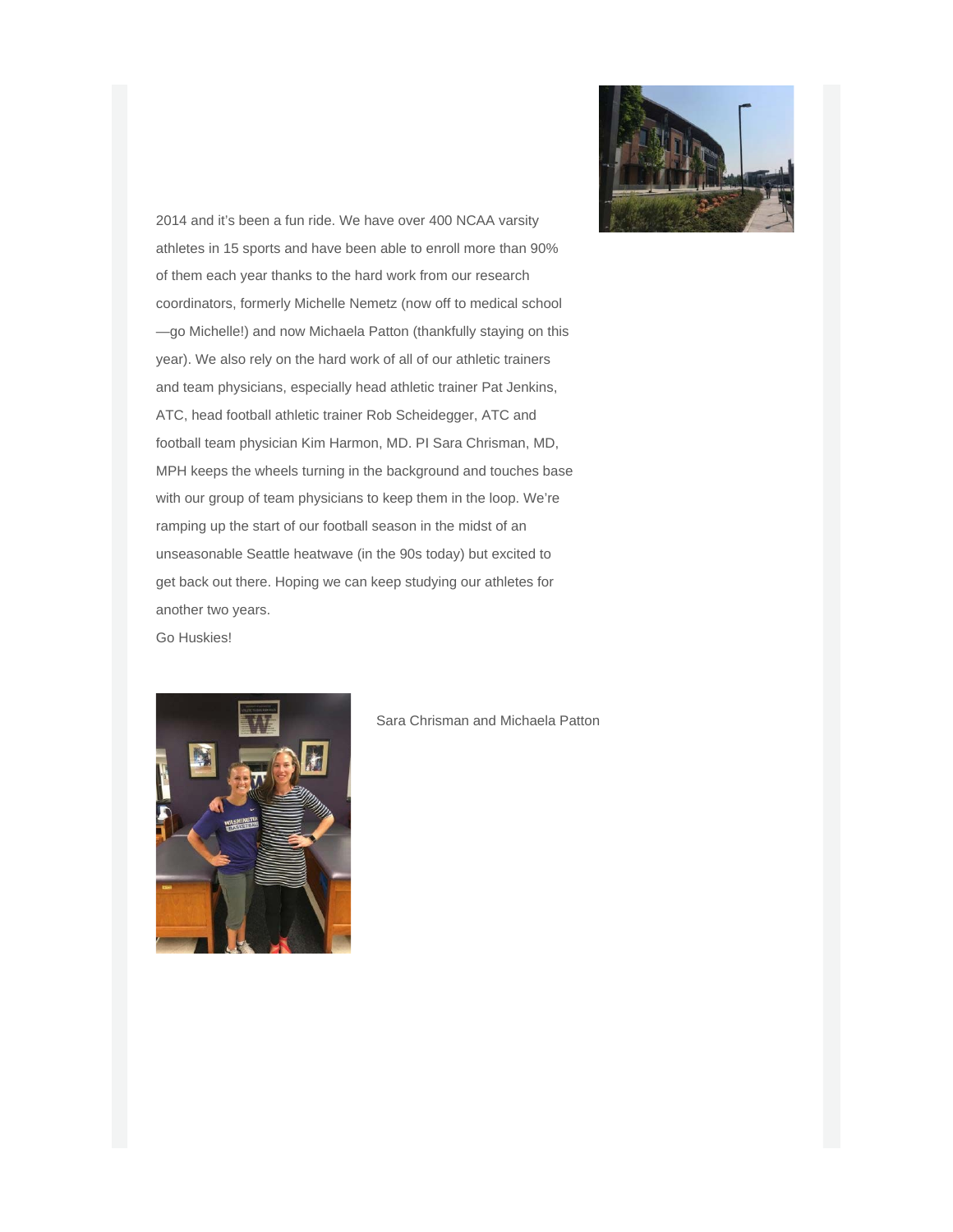2014 and it's been a fun ride. We have over 400 NCAA varsity athletes in 15 sports and have been able to enroll more than 90% of them each year thanks to the hard work from our research coordinators, formerly Michelle Nemetz (now off to medical school —go Michelle!) and now Michaela Patton (thankfully staying on this year). We also rely on the hard work of all of our athletic trainers and team physicians, especially head athletic trainer Pat Jenkins, ATC, head football athletic trainer Rob Scheidegger, ATC and football team physician Kim Harmon, MD. PI Sara Chrisman, MD, MPH keeps the wheels turning in the background and touches base with our group of team physicians to keep them in the loop. We're ramping up the start of our football season in the midst of an unseasonable Seattle heatwave (in the 90s today) but excited to get back out there. Hoping we can keep studying our athletes for another two years.

Go Huskies!

Sara Chrisman and Michaela Patton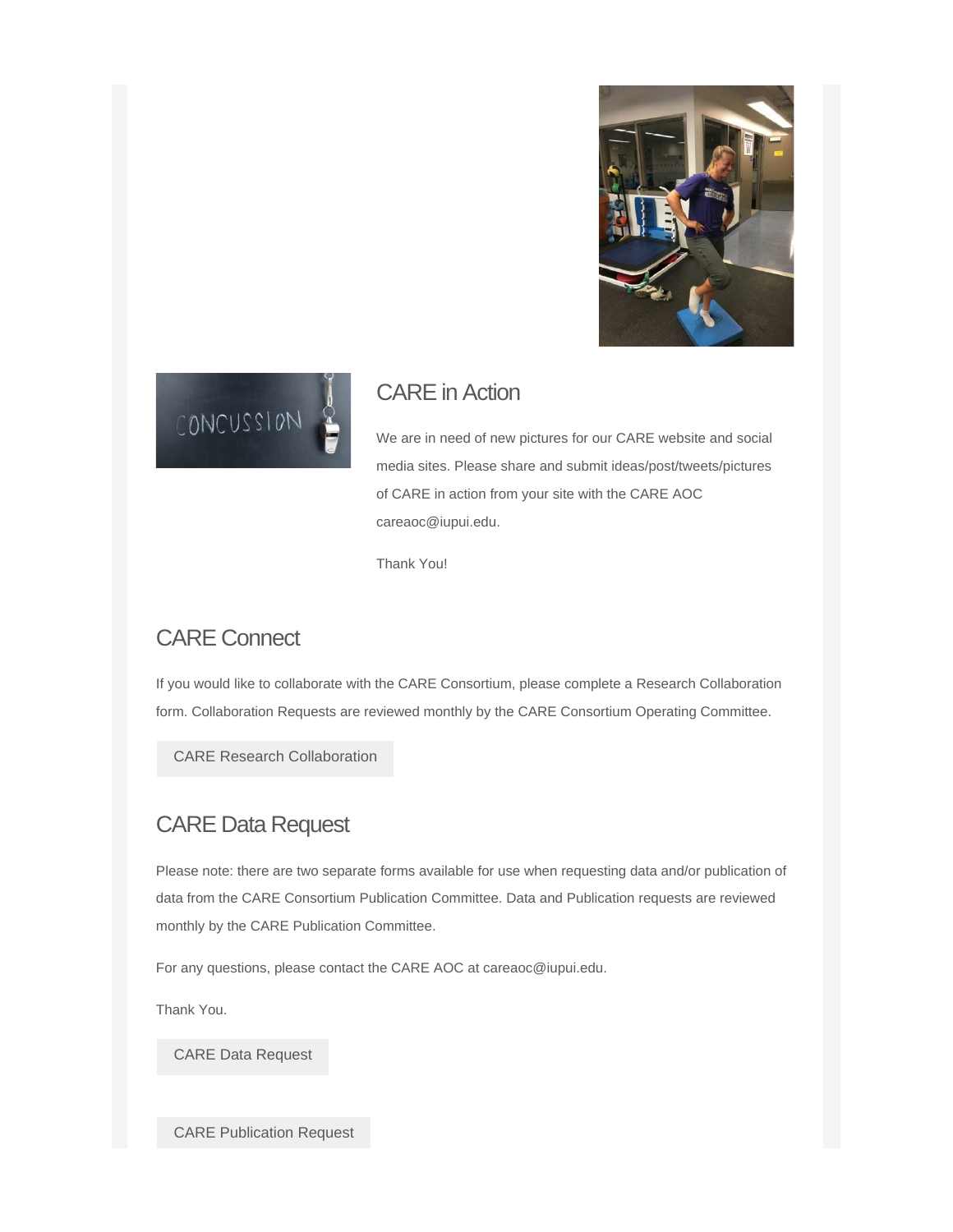## CARE in Action

We are in need of new pictures for our CARE website and social media sites. Please share and submit ideas/post/tweets/pictures of CARE in action from your site with the CARE AOC careaoc@iupui.edu.

Thank You!

## CARE Connect

If you would like to collaborate with the CARE Consortium, please complete a Research Collaboration form. Collaboration Requests are reviewed monthly by the CARE Consortium Operating Committee.

CARE Research Collaboration

## CARE Data Request

Please note: there are two separate forms available for use when requesting data and/or publication of data from the CARE Consortium Publication Committee. Data and Publication requests are reviewed monthly by the CARE Publication Committee.

For any questions, please contact the CARE AOC at careaoc@iupui.edu.

Thank You.

CARE Data Request

CARE Publication Request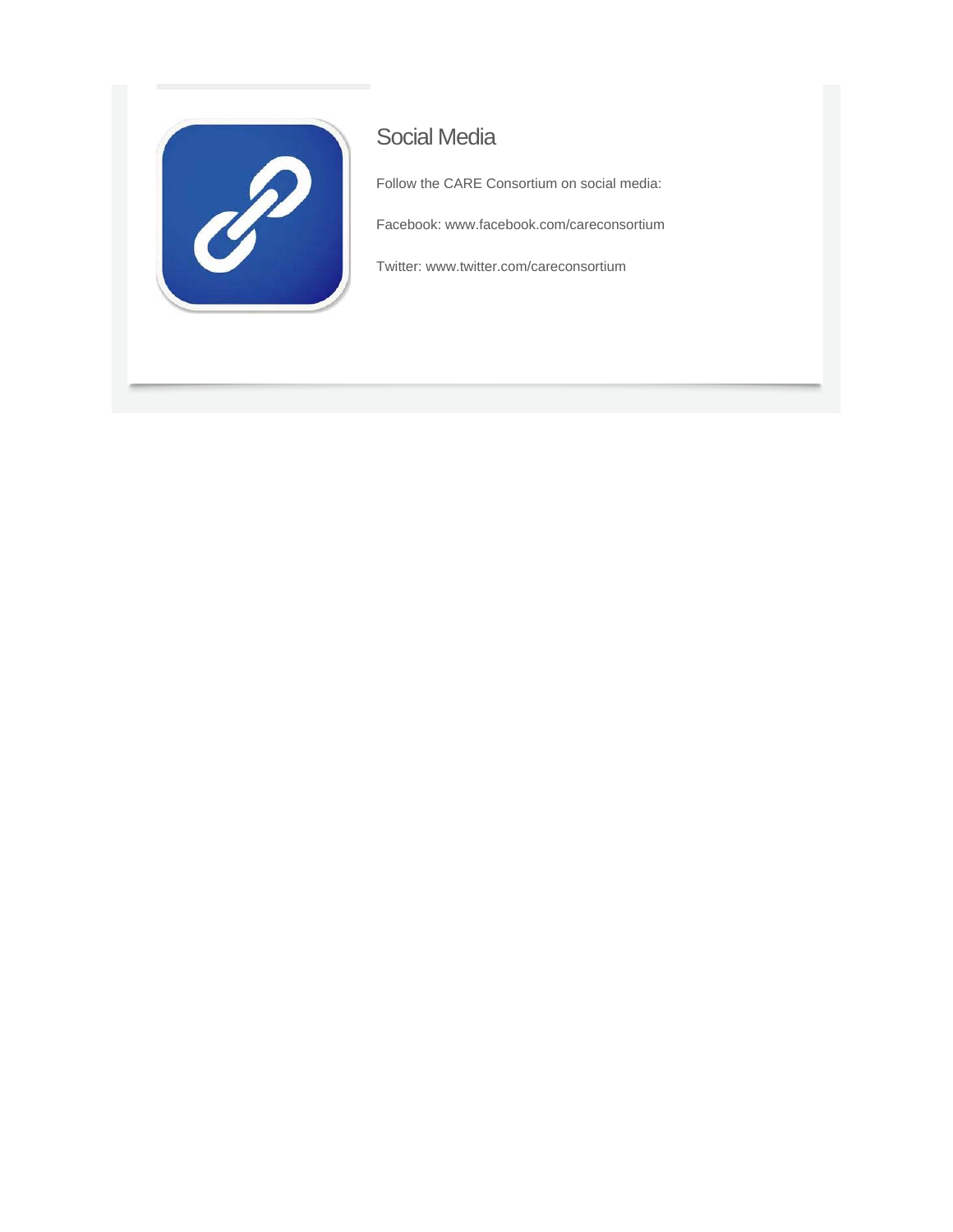## Social Media

Follow the CARE Consortium on social media:

Facebook: www.facebook.com/careconsortium

Twitter: www.twitter.com/careconsortium